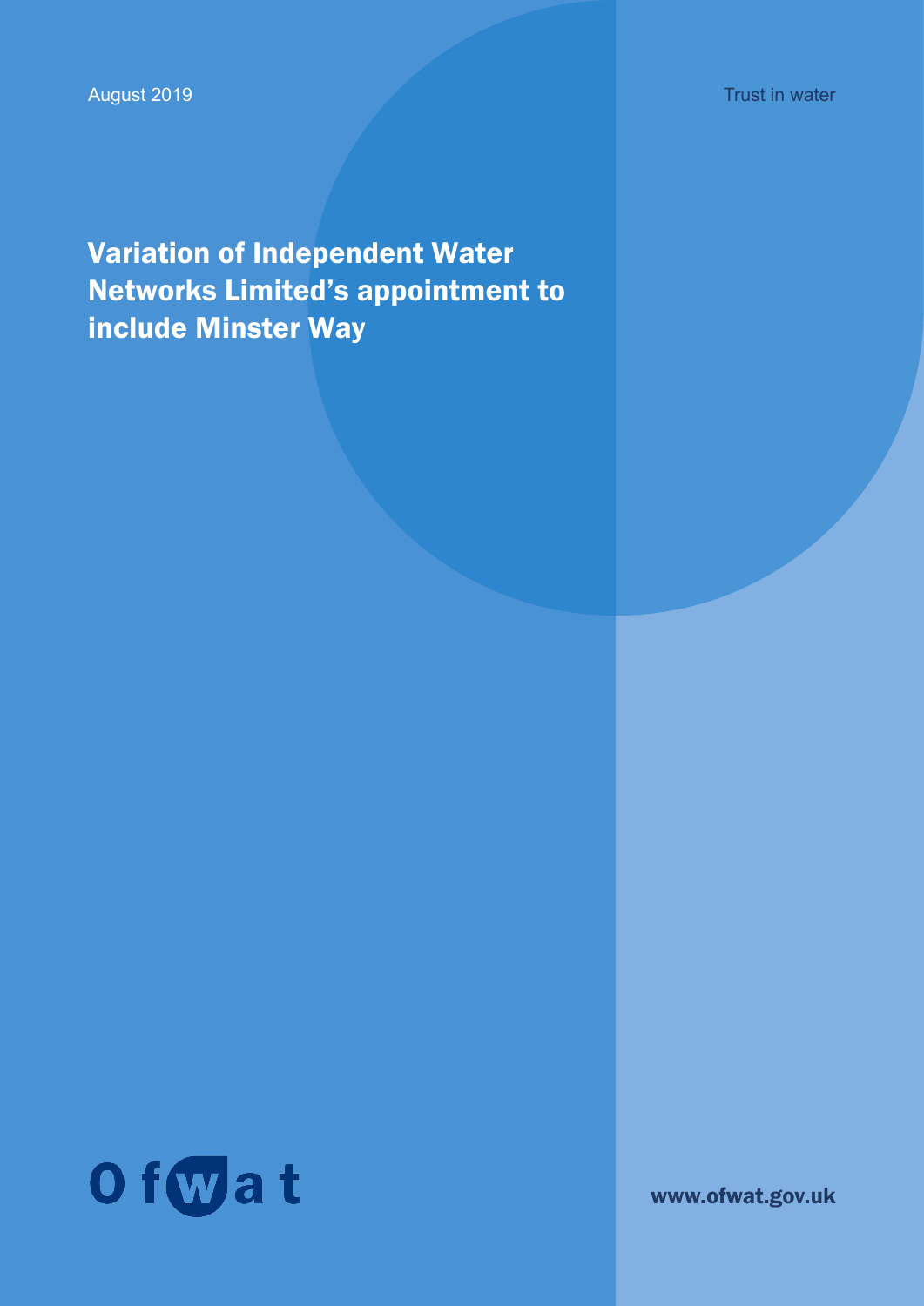August 2019

Trust in water

# Variation of Independent Water Networks Limited's appointment to include Minster Way

Ofwat

www.ofwat.gov.uk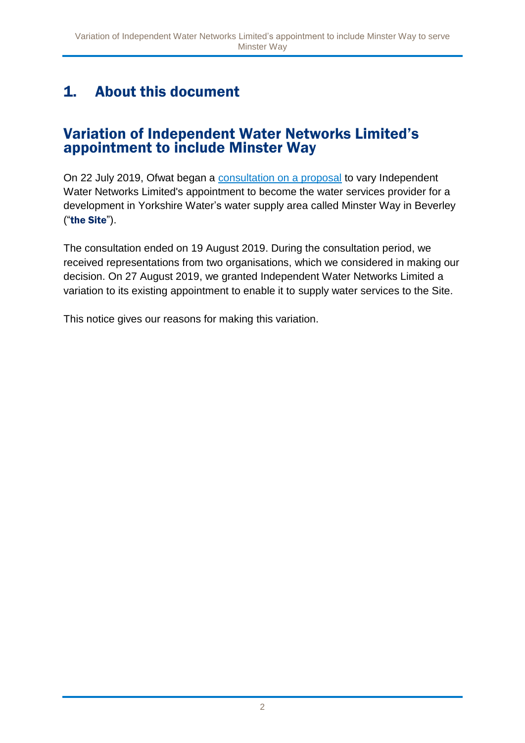# 1. About this document

## Variation of Independent Water Networks Limited's appointment to include Minster Way

On 22 July 2019, Ofwat began a consultation on a proposal to vary Independent Water Networks Limited's appointment to become the water services provider for a development in Yorkshire Water's water supply area called Minster Way in Beverley ("**the Site**").

The consultation ended on 19 August 2019. During the consultation period, we received representations from two organisations, which we considered in making our decision. On 27 August 2019, we granted Independent Water Networks Limited a variation to its existing appointment to enable it to supply water services to the Site.

This notice gives our reasons for making this variation.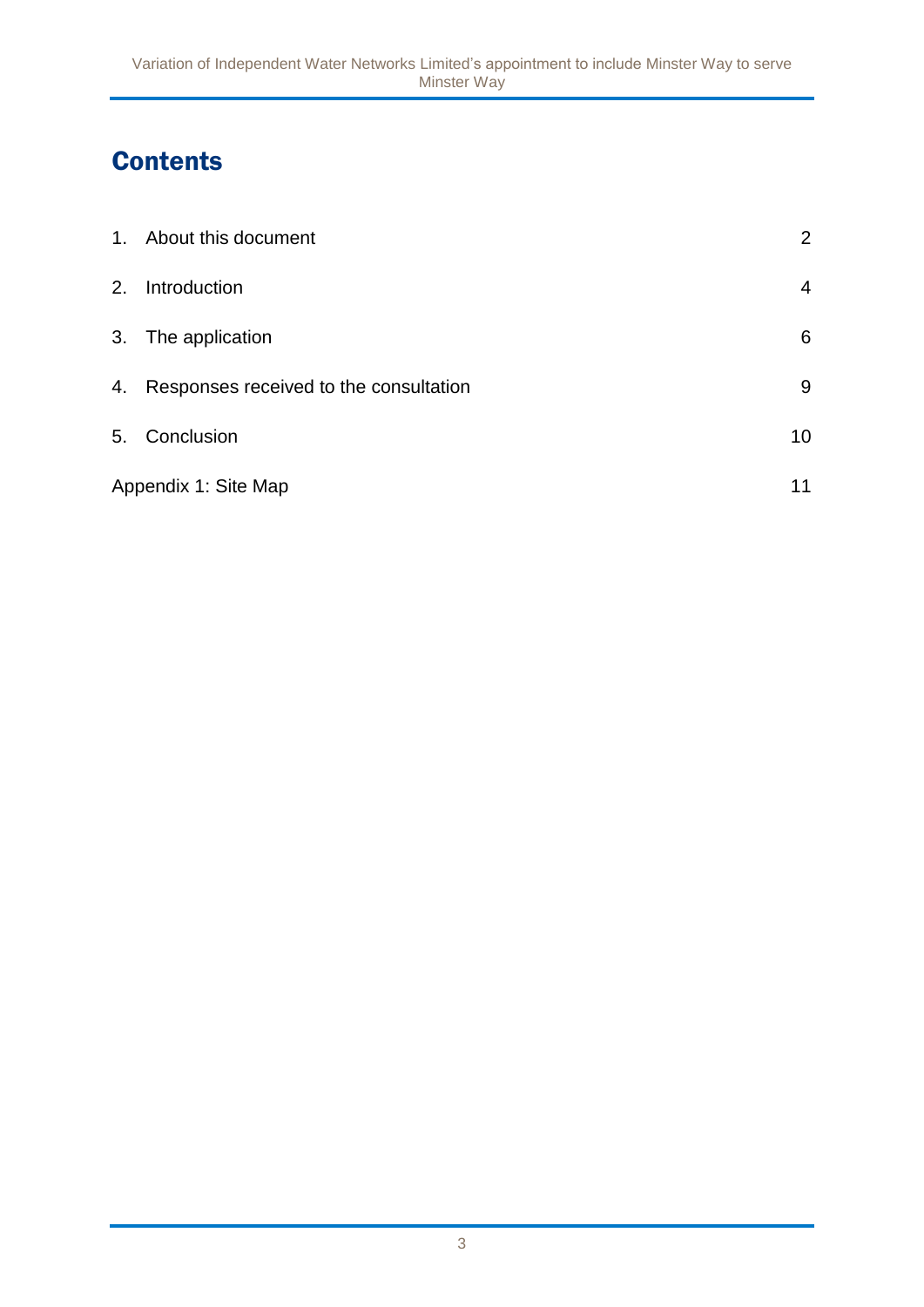# Contents

| | | |
|---|---|---|
| 1. | About this document | 2 |
| 2. | Introduction | 4 |
| 3. | The application | 6 |
| 4. | Responses received to the consultation | 9 |
| 5. | Conclusion | 10 |
| Appendix 1: Site Map | | 11 |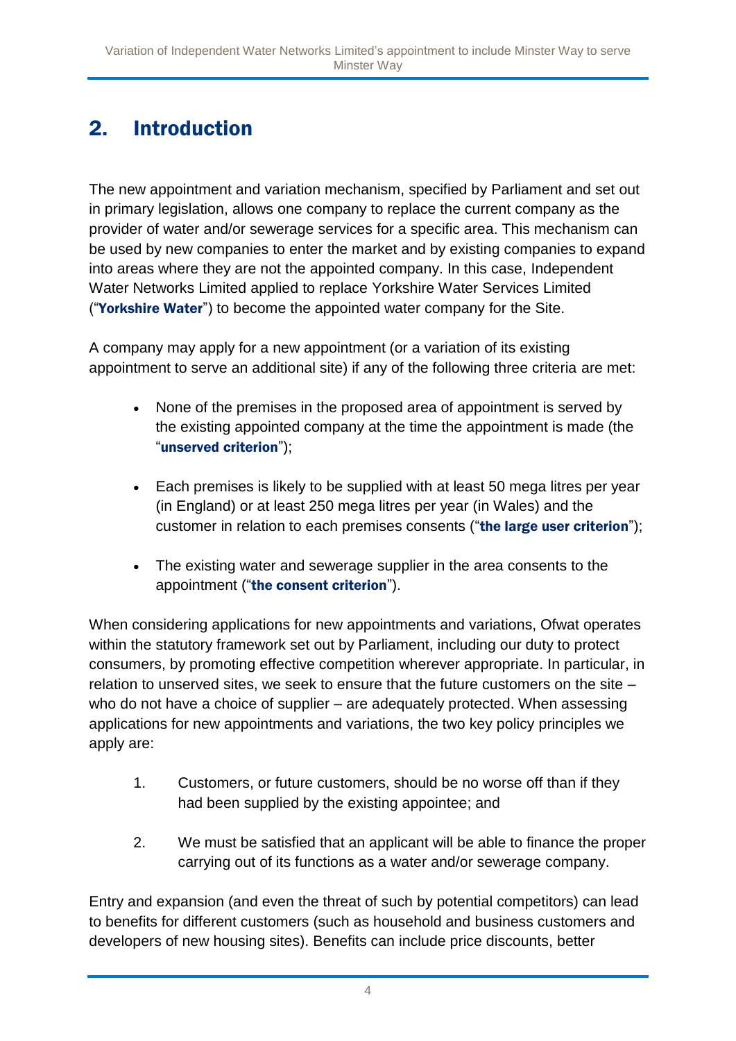## 2. Introduction

The new appointment and variation mechanism, specified by Parliament and set out in primary legislation, allows one company to replace the current company as the provider of water and/or sewerage services for a specific area. This mechanism can be used by new companies to enter the market and by existing companies to expand into areas where they are not the appointed company. In this case, Independent Water Networks Limited applied to replace Yorkshire Water Services Limited ("**Yorkshire Water**") to become the appointed water company for the Site.

A company may apply for a new appointment (or a variation of its existing appointment to serve an additional site) if any of the following three criteria are met:

- None of the premises in the proposed area of appointment is served by the existing appointed company at the time the appointment is made (the "**unserved criterion**");
- Each premises is likely to be supplied with at least 50 mega litres per year (in England) or at least 250 mega litres per year (in Wales) and the customer in relation to each premises consents ("**the large user criterion**");
- The existing water and sewerage supplier in the area consents to the appointment ("**the consent criterion**").

When considering applications for new appointments and variations, Ofwat operates within the statutory framework set out by Parliament, including our duty to protect consumers, by promoting effective competition wherever appropriate. In particular, in relation to unserved sites, we seek to ensure that the future customers on the site – who do not have a choice of supplier – are adequately protected. When assessing applications for new appointments and variations, the two key policy principles we apply are:

1. Customers, or future customers, should be no worse off than if they had been supplied by the existing appointee; and
2. We must be satisfied that an applicant will be able to finance the proper carrying out of its functions as a water and/or sewerage company.

Entry and expansion (and even the threat of such by potential competitors) can lead to benefits for different customers (such as household and business customers and developers of new housing sites). Benefits can include price discounts, better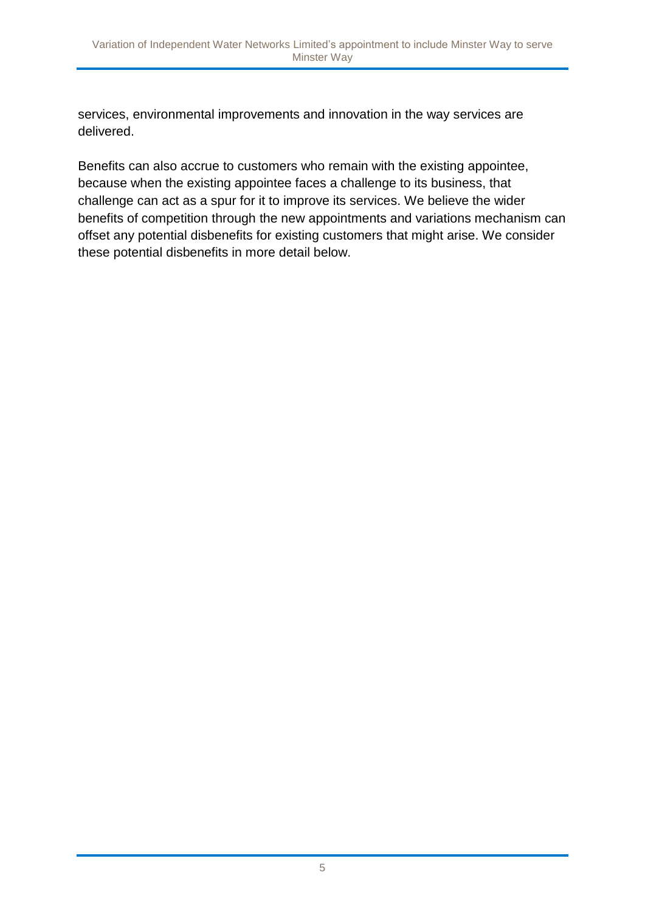services, environmental improvements and innovation in the way services are delivered.

Benefits can also accrue to customers who remain with the existing appointee, because when the existing appointee faces a challenge to its business, that challenge can act as a spur for it to improve its services. We believe the wider benefits of competition through the new appointments and variations mechanism can offset any potential disbenefits for existing customers that might arise. We consider these potential disbenefits in more detail below.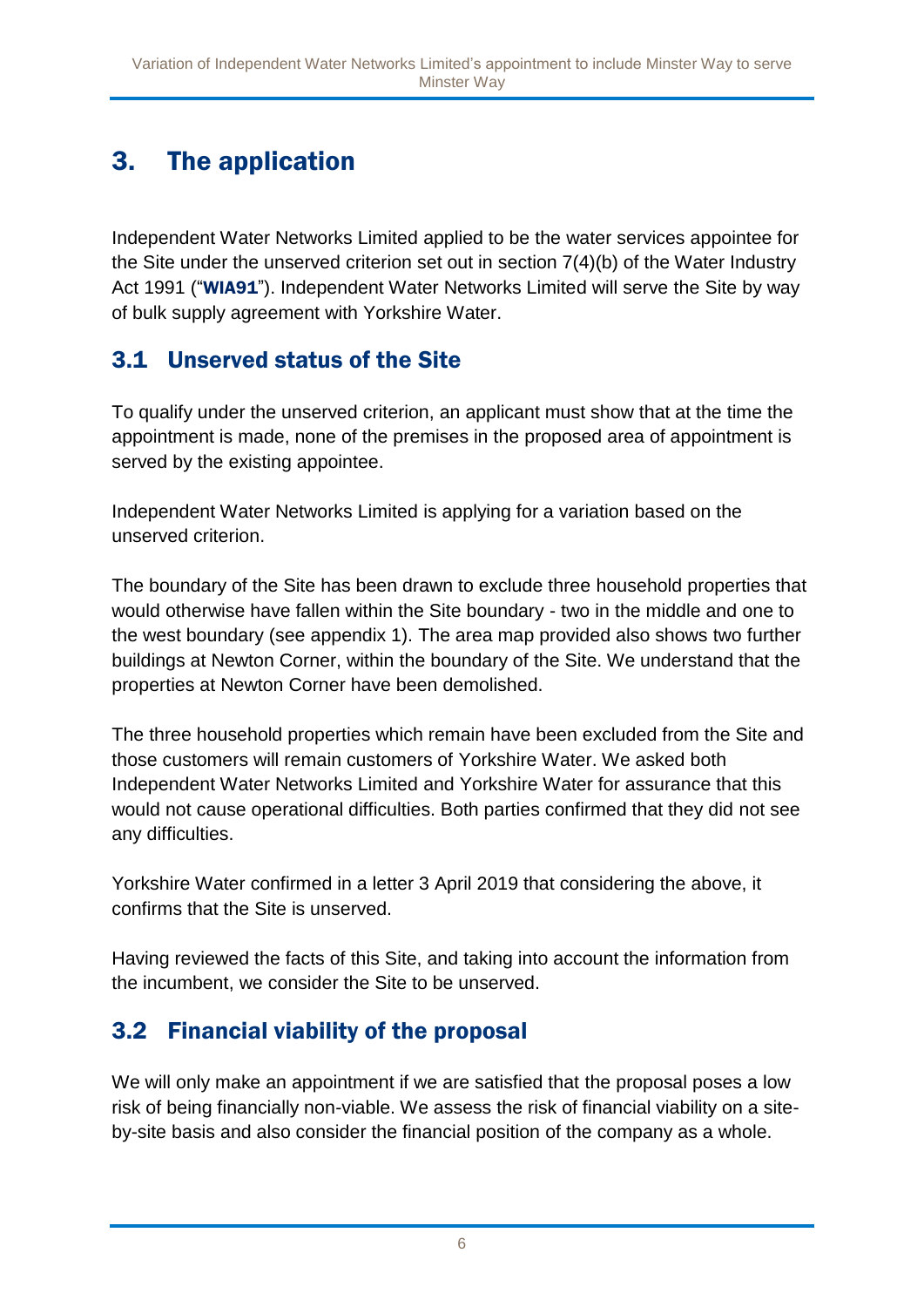# 3. The application

Independent Water Networks Limited applied to be the water services appointee for the Site under the unserved criterion set out in section 7(4)(b) of the Water Industry Act 1991 ("**WIA91**"). Independent Water Networks Limited will serve the Site by way of bulk supply agreement with Yorkshire Water.

## 3.1 Unserved status of the Site

To qualify under the unserved criterion, an applicant must show that at the time the appointment is made, none of the premises in the proposed area of appointment is served by the existing appointee.

Independent Water Networks Limited is applying for a variation based on the unserved criterion.

The boundary of the Site has been drawn to exclude three household properties that would otherwise have fallen within the Site boundary - two in the middle and one to the west boundary (see appendix 1). The area map provided also shows two further buildings at Newton Corner, within the boundary of the Site. We understand that the properties at Newton Corner have been demolished.

The three household properties which remain have been excluded from the Site and those customers will remain customers of Yorkshire Water. We asked both Independent Water Networks Limited and Yorkshire Water for assurance that this would not cause operational difficulties. Both parties confirmed that they did not see any difficulties.

Yorkshire Water confirmed in a letter 3 April 2019 that considering the above, it confirms that the Site is unserved.

Having reviewed the facts of this Site, and taking into account the information from the incumbent, we consider the Site to be unserved.

## 3.2 Financial viability of the proposal

We will only make an appointment if we are satisfied that the proposal poses a low risk of being financially non-viable. We assess the risk of financial viability on a site-by-site basis and also consider the financial position of the company as a whole.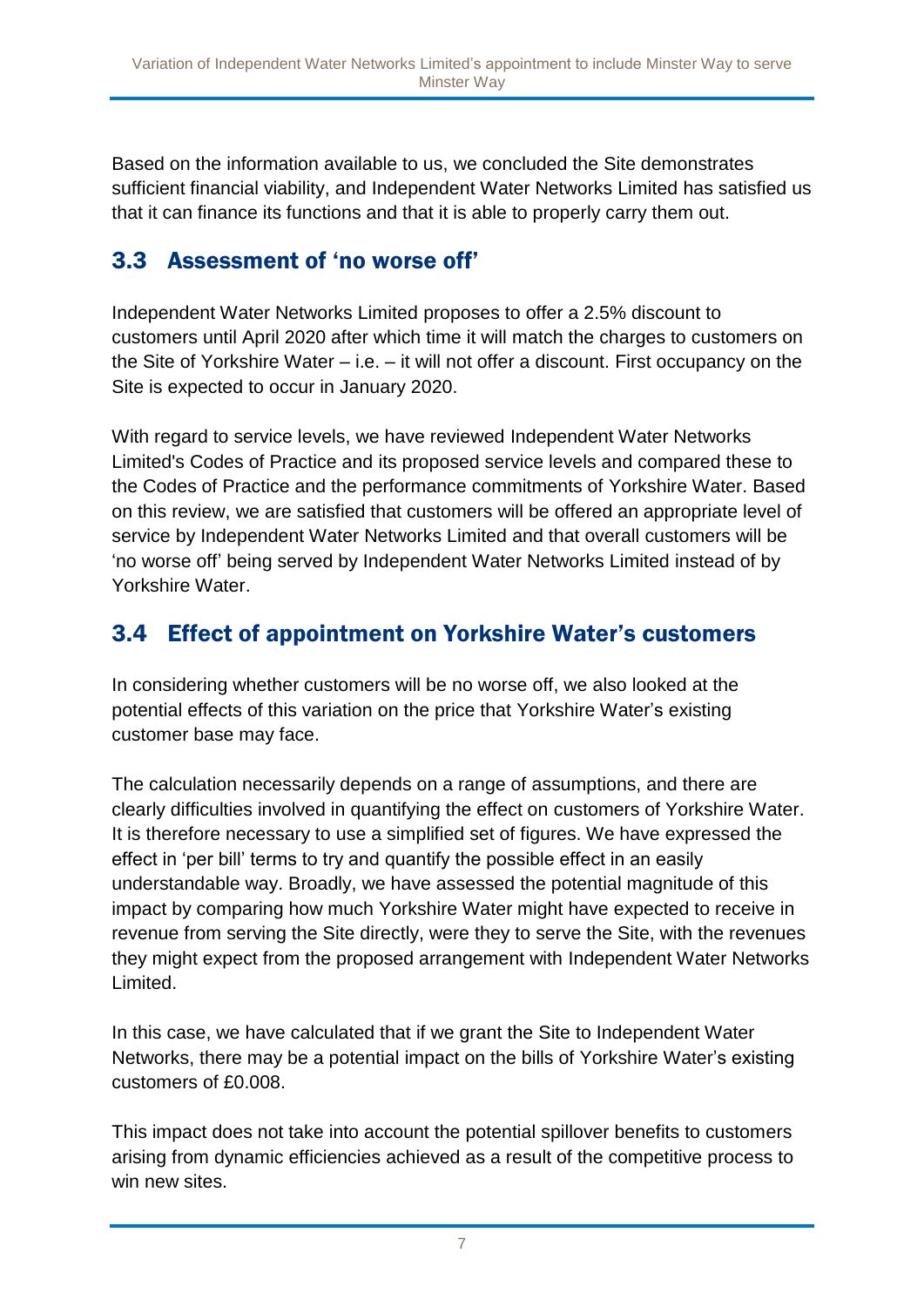Based on the information available to us, we concluded the Site demonstrates sufficient financial viability, and Independent Water Networks Limited has satisfied us that it can finance its functions and that it is able to properly carry them out.

## 3.3 Assessment of 'no worse off'

Independent Water Networks Limited proposes to offer a 2.5% discount to customers until April 2020 after which time it will match the charges to customers on the Site of Yorkshire Water – i.e. – it will not offer a discount. First occupancy on the Site is expected to occur in January 2020.

With regard to service levels, we have reviewed Independent Water Networks Limited's Codes of Practice and its proposed service levels and compared these to the Codes of Practice and the performance commitments of Yorkshire Water. Based on this review, we are satisfied that customers will be offered an appropriate level of service by Independent Water Networks Limited and that overall customers will be 'no worse off' being served by Independent Water Networks Limited instead of by Yorkshire Water.

## 3.4 Effect of appointment on Yorkshire Water's customers

In considering whether customers will be no worse off, we also looked at the potential effects of this variation on the price that Yorkshire Water's existing customer base may face.

The calculation necessarily depends on a range of assumptions, and there are clearly difficulties involved in quantifying the effect on customers of Yorkshire Water. It is therefore necessary to use a simplified set of figures. We have expressed the effect in 'per bill' terms to try and quantify the possible effect in an easily understandable way. Broadly, we have assessed the potential magnitude of this impact by comparing how much Yorkshire Water might have expected to receive in revenue from serving the Site directly, were they to serve the Site, with the revenues they might expect from the proposed arrangement with Independent Water Networks Limited.

In this case, we have calculated that if we grant the Site to Independent Water Networks, there may be a potential impact on the bills of Yorkshire Water's existing customers of £0.008.

This impact does not take into account the potential spillover benefits to customers arising from dynamic efficiencies achieved as a result of the competitive process to win new sites.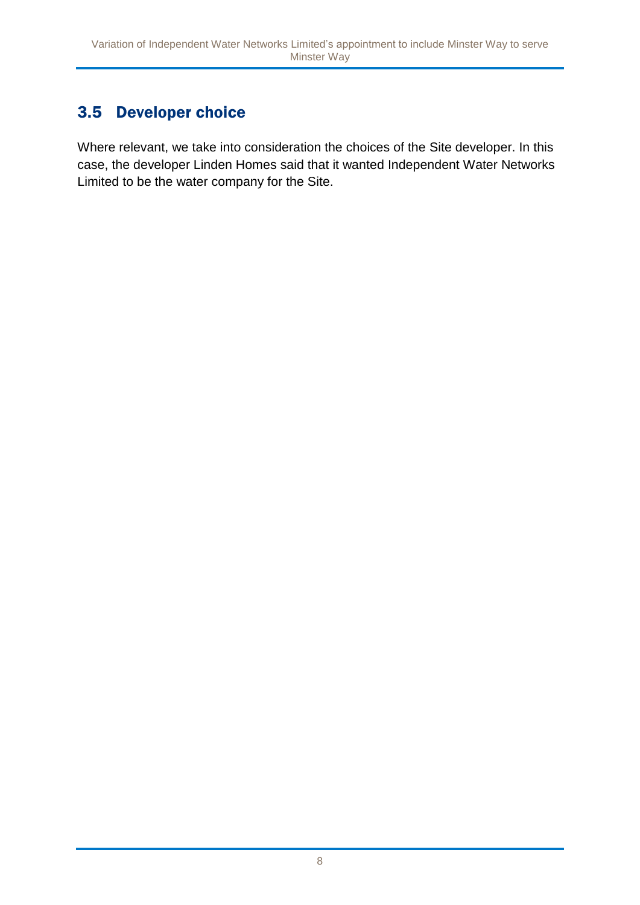## 3.5 Developer choice

Where relevant, we take into consideration the choices of the Site developer. In this case, the developer Linden Homes said that it wanted Independent Water Networks Limited to be the water company for the Site.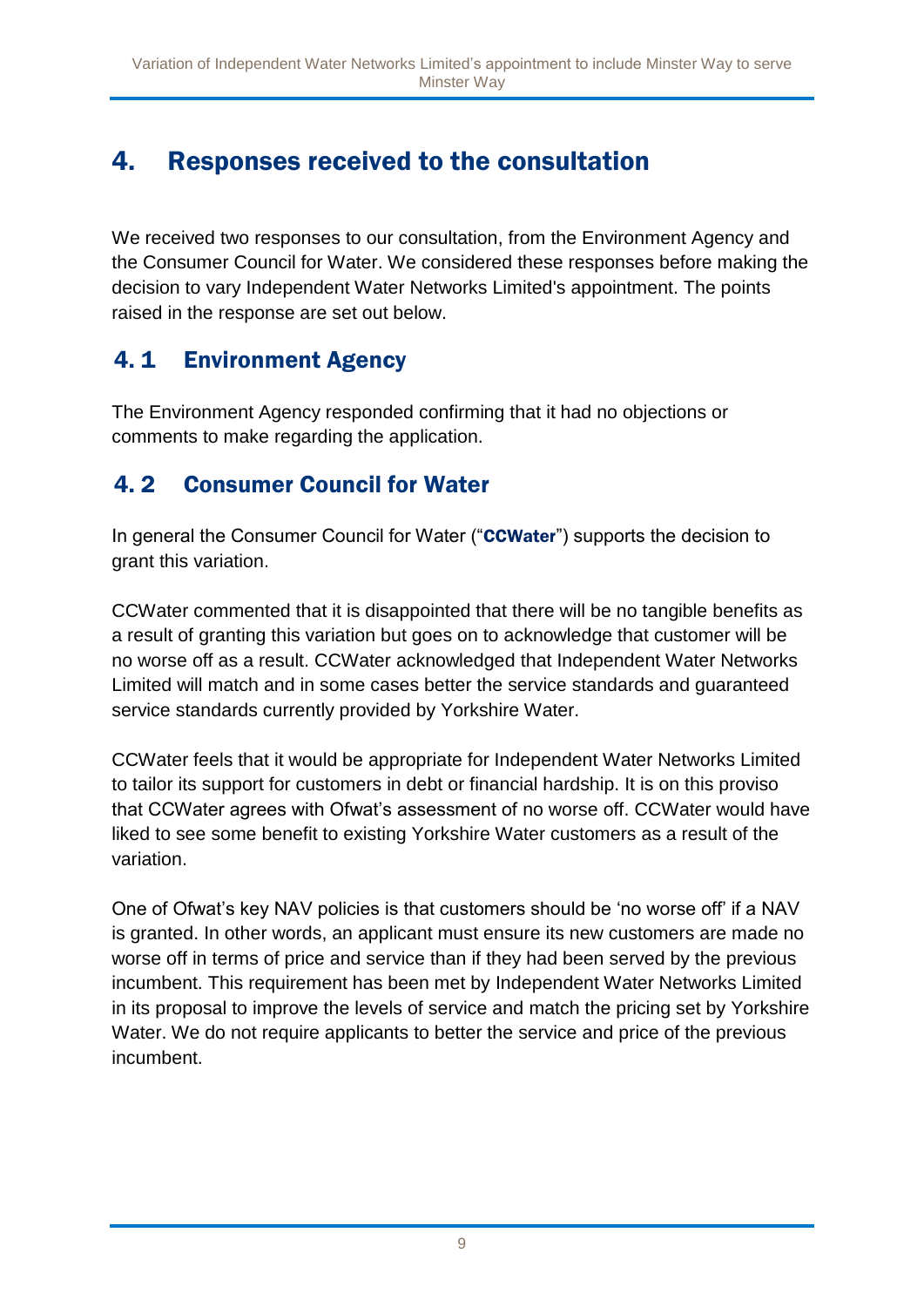# 4. Responses received to the consultation

We received two responses to our consultation, from the Environment Agency and the Consumer Council for Water. We considered these responses before making the decision to vary Independent Water Networks Limited's appointment. The points raised in the response are set out below.

## 4. 1 Environment Agency

The Environment Agency responded confirming that it had no objections or comments to make regarding the application.

## 4. 2 Consumer Council for Water

In general the Consumer Council for Water ("**CCWater**") supports the decision to grant this variation.

CCWater commented that it is disappointed that there will be no tangible benefits as a result of granting this variation but goes on to acknowledge that customer will be no worse off as a result. CCWater acknowledged that Independent Water Networks Limited will match and in some cases better the service standards and guaranteed service standards currently provided by Yorkshire Water.

CCWater feels that it would be appropriate for Independent Water Networks Limited to tailor its support for customers in debt or financial hardship. It is on this proviso that CCWater agrees with Ofwat's assessment of no worse off. CCWater would have liked to see some benefit to existing Yorkshire Water customers as a result of the variation.

One of Ofwat's key NAV policies is that customers should be 'no worse off' if a NAV is granted. In other words, an applicant must ensure its new customers are made no worse off in terms of price and service than if they had been served by the previous incumbent. This requirement has been met by Independent Water Networks Limited in its proposal to improve the levels of service and match the pricing set by Yorkshire Water. We do not require applicants to better the service and price of the previous incumbent.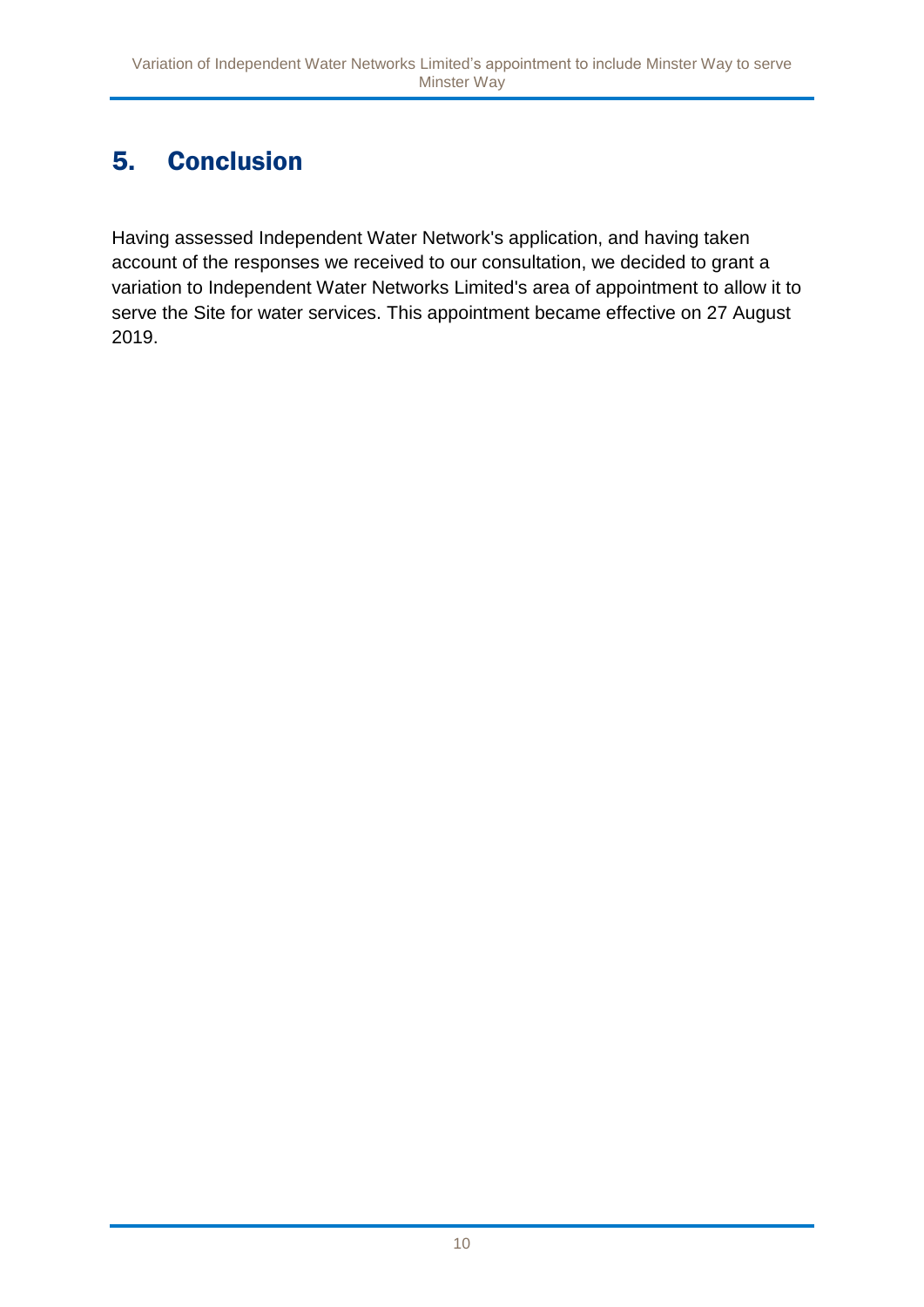## 5. Conclusion

Having assessed Independent Water Network's application, and having taken account of the responses we received to our consultation, we decided to grant a variation to Independent Water Networks Limited's area of appointment to allow it to serve the Site for water services. This appointment became effective on 27 August 2019.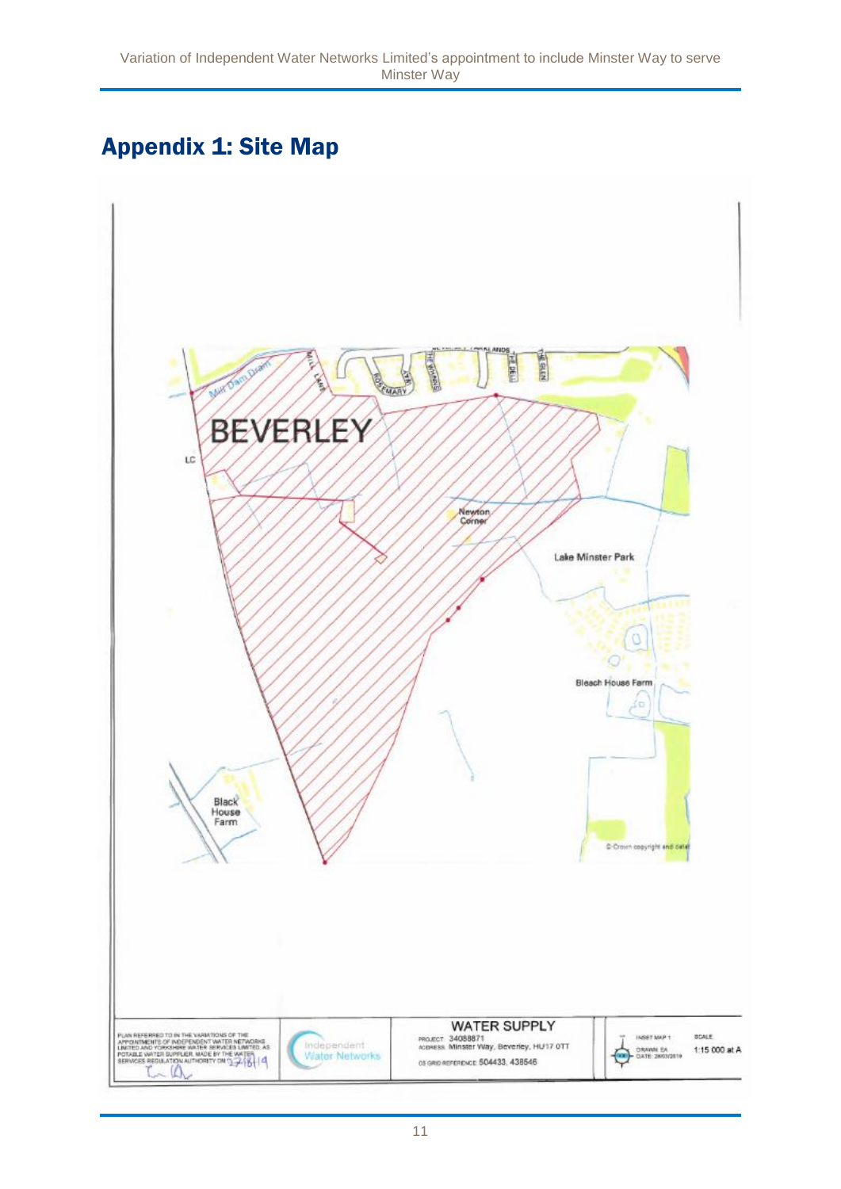## Appendix 1: Site Map

BEVERLEY

Mill Dam Drain

MILL LANE

ROSEMARY

AYR

THE WYNDS

THE DELL

THE GLEN

LC

Newton Corner

Lake Minster Park

Bleach House Farm

Black House Farm

© Crown copyright and data

PLAN REFERRED TO IN THE VARIATIONS OF THE APPOINTMENTS OF INDEPENDENT WATER NETWORKS LIMITED AND YORKSHIRE WATER SERVICES LIMITED, AS POTABLE WATER SUPPLIER, MADE BY THE WATER SERVICES REGULATION AUTHORITY ON 27/8/19

Independent Water Networks

WATER SUPPLY

PROJECT: 34088871

ADDRESS: Minster Way, Beverley, HU17 0TT

OS GRID REFERENCE: 504433, 438546

INSET MAP 1

DRAWN: EA

DATE: 28/03/2019

SCALE

1:15 000 at A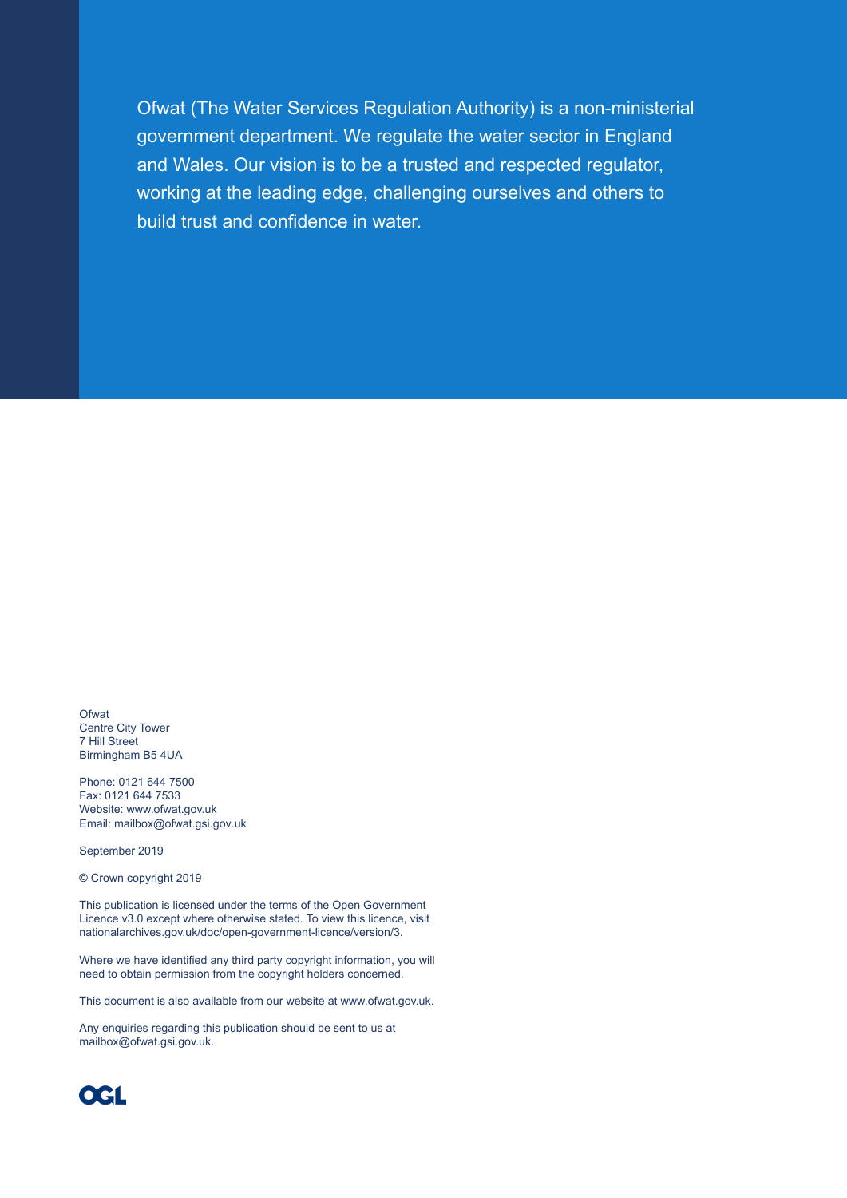Ofwat (The Water Services Regulation Authority) is a non-ministerial government department. We regulate the water sector in England and Wales. Our vision is to be a trusted and respected regulator, working at the leading edge, challenging ourselves and others to build trust and confidence in water.

Ofwat  
Centre City Tower  
7 Hill Street  
Birmingham B5 4UA

Phone: 0121 644 7500  
Fax: 0121 644 7533  
Website: www.ofwat.gov.uk  
Email: mailbox@ofwat.gsi.gov.uk

September 2019

© Crown copyright 2019

This publication is licensed under the terms of the Open Government Licence v3.0 except where otherwise stated. To view this licence, visit nationalarchives.gov.uk/doc/open-government-licence/version/3.

Where we have identified any third party copyright information, you will need to obtain permission from the copyright holders concerned.

This document is also available from our website at www.ofwat.gov.uk.

Any enquiries regarding this publication should be sent to us at mailbox@ofwat.gsi.gov.uk.

OGL